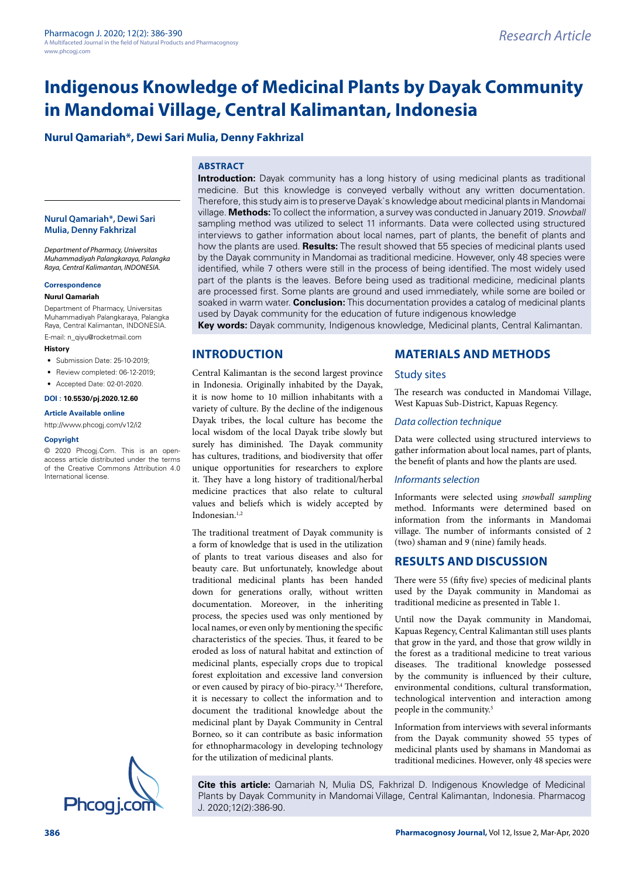# Indigenous Knowledge of Medicinal Plants by Dayak Community in Mandomai Village, Central Kalimantan, Indonesia

**Nurul Qamariah\*, Dewi Sari Mulia, Denny Fakhrizal**

## ABSTRACT

**Introduction:** Dayak community has a long history of using medicinal plants as traditional medicine. But this knowledge is conveyed verbally without any written documentation. Therefore, this study aim is to preserve Dayak`s knowledge about medicinal plants in Mandomai village. **Methods:** To collect the information, a survey was conducted in January 2019. *Snowball* sampling method was utilized to select 11 informants. Data were collected using structured interviews to gather information about local names, part of plants, the benefit of plants and how the plants are used. **Results:** The result showed that 55 species of medicinal plants used by the Dayak community in Mandomai as traditional medicine. However, only 48 species were identified, while 7 others were still in the process of being identified. The most widely used part of the plants is the leaves. Before being used as traditional medicine, medicinal plants are processed first. Some plants are ground and used immediately, while some are boiled or soaked in warm water. **Conclusion:** This documentation provides a catalog of medicinal plants used by Dayak community for the education of future indigenous knowledge

**Key words:** Dayak community, Indigenous knowledge, Medicinal plants, Central Kalimantan.

**Nurul Qamariah\*, Dewi Sari Mulia, Denny Fakhrizal**

*Department of Pharmacy, Universitas Muhammadiyah Palangkaraya, Palangka Raya, Central Kalimantan, INDONESIA.*

**Correspondence**

**Nurul Qamariah**

Department of Pharmacy, Universitas Muhammadiyah Palangkaraya, Palangka Raya, Central Kalimantan, INDONESIA.

E-mail: n_qiyu@rocketmail.com

**History**

- Submission Date: 25-10-2019;
- Review completed: 06-12-2019;
- Accepted Date: 02-01-2020.

**DOI : 10.5530/pj.2020.12.60**

**Article Available online**

http://www.phcogj.com/v12/i2

**Copyright**

© 2020 Phcogj.Com. This is an open-access article distributed under the terms of the Creative Commons Attribution 4.0 International license.

## INTRODUCTION

Central Kalimantan is the second largest province in Indonesia. Originally inhabited by the Dayak, it is now home to 10 million inhabitants with a variety of culture. By the decline of the indigenous Dayak tribes, the local culture has become the local wisdom of the local Dayak tribe slowly but surely has diminished. The Dayak community has cultures, traditions, and biodiversity that offer unique opportunities for researchers to explore it. They have a long history of traditional/herbal medicine practices that also relate to cultural values and beliefs which is widely accepted by Indonesian.[1,2]

The traditional treatment of Dayak community is a form of knowledge that is used in the utilization of plants to treat various diseases and also for beauty care. But unfortunately, knowledge about traditional medicinal plants has been handed down for generations orally, without written documentation. Moreover, in the inheriting process, the species used was only mentioned by local names, or even only by mentioning the specific characteristics of the species. Thus, it feared to be eroded as loss of natural habitat and extinction of medicinal plants, especially crops due to tropical forest exploitation and excessive land conversion or even caused by piracy of bio-piracy.[3,4] Therefore, it is necessary to collect the information and to document the traditional knowledge about the medicinal plant by Dayak Community in Central Borneo, so it can contribute as basic information for ethnopharmacology in developing technology for the utilization of medicinal plants.

## MATERIALS AND METHODS

### Study sites

The research was conducted in Mandomai Village, West Kapuas Sub-District, Kapuas Regency.

### *Data collection technique*

Data were collected using structured interviews to gather information about local names, part of plants, the benefit of plants and how the plants are used.

### *Informants selection*

Informants were selected using *snowball sampling* method. Informants were determined based on information from the informants in Mandomai village. The number of informants consisted of 2 (two) shaman and 9 (nine) family heads.

## RESULTS AND DISCUSSION

There were 55 (fifty five) species of medicinal plants used by the Dayak community in Mandomai as traditional medicine as presented in Table 1.

Until now the Dayak community in Mandomai, Kapuas Regency, Central Kalimantan still uses plants that grow in the yard, and those that grow wildly in the forest as a traditional medicine to treat various diseases. The traditional knowledge possessed by the community is influenced by their culture, environmental conditions, cultural transformation, technological intervention and interaction among people in the community.[5]

Information from interviews with several informants from the Dayak community showed 55 types of medicinal plants used by shamans in Mandomai as traditional medicines. However, only 48 species were

**Cite this article:** Qamariah N, Mulia DS, Fakhrizal D. Indigenous Knowledge of Medicinal Plants by Dayak Community in Mandomai Village, Central Kalimantan, Indonesia. Pharmacog J. 2020;12(2):386-90.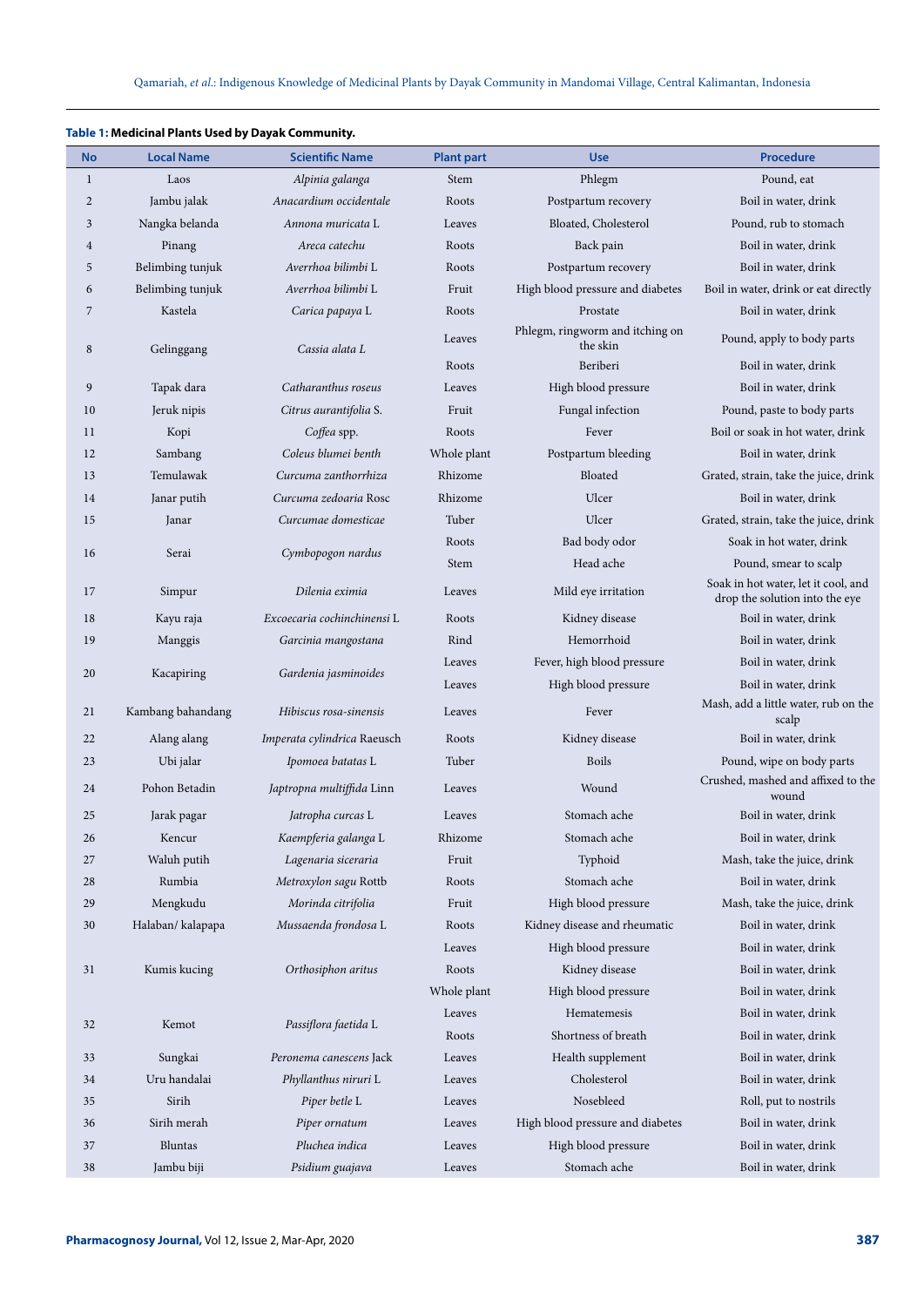**Table 1: Medicinal Plants Used by Dayak Community.**

| No | Local Name | Scientific Name | Plant part | Use | Procedure |
|---|---|---|---|---|---|
| 1 | Laos | *Alpinia galanga* | Stem | Phlegm | Pound, eat |
| 2 | Jambu jalak | *Anacardium occidentale* | Roots | Postpartum recovery | Boil in water, drink |
| 3 | Nangka belanda | *Annona muricata* L | Leaves | Bloated, Cholesterol | Pound, rub to stomach |
| 4 | Pinang | *Areca catechu* | Roots | Back pain | Boil in water, drink |
| 5 | Belimbing tunjuk | *Averrhoa bilimbi* L | Roots | Postpartum recovery | Boil in water, drink |
| 6 | Belimbing tunjuk | *Averrhoa bilimbi* L | Fruit | High blood pressure and diabetes | Boil in water, drink or eat directly |
| 7 | Kastela | *Carica papaya* L | Roots | Prostate | Boil in water, drink |
| 8 | Gelinggang | *Cassia alata L* | Leaves | Phlegm, ringworm and itching on the skin | Pound, apply to body parts |
| | | | Roots | Beriberi | Boil in water, drink |
| 9 | Tapak dara | *Catharanthus roseus* | Leaves | High blood pressure | Boil in water, drink |
| 10 | Jeruk nipis | *Citrus aurantifolia* S. | Fruit | Fungal infection | Pound, paste to body parts |
| 11 | Kopi | *Coffea* spp. | Roots | Fever | Boil or soak in hot water, drink |
| 12 | Sambang | *Coleus blumei benth* | Whole plant | Postpartum bleeding | Boil in water, drink |
| 13 | Temulawak | *Curcuma zanthorrhiza* | Rhizome | Bloated | Grated, strain, take the juice, drink |
| 14 | Janar putih | *Curcuma zedoaria* Rosc | Rhizome | Ulcer | Boil in water, drink |
| 15 | Janar | *Curcumae domesticae* | Tuber | Ulcer | Grated, strain, take the juice, drink |
| 16 | Serai | *Cymbopogon nardus* | Roots | Bad body odor | Soak in hot water, drink |
| | | | Stem | Head ache | Pound, smear to scalp |
| 17 | Simpur | *Dilenia eximia* | Leaves | Mild eye irritation | Soak in hot water, let it cool, and drop the solution into the eye |
| 18 | Kayu raja | *Excoecaria cochinchinensi* L | Roots | Kidney disease | Boil in water, drink |
| 19 | Manggis | *Garcinia mangostana* | Rind | Hemorrhoid | Boil in water, drink |
| 20 | Kacapiring | *Gardenia jasminoides* | Leaves | Fever, high blood pressure | Boil in water, drink |
| | | | Leaves | High blood pressure | Boil in water, drink |
| 21 | Kambang bahandang | *Hibiscus rosa-sinensis* | Leaves | Fever | Mash, add a little water, rub on the scalp |
| 22 | Alang alang | *Imperata cylindrica* Raeusch | Roots | Kidney disease | Boil in water, drink |
| 23 | Ubi jalar | *Ipomoea batatas* L | Tuber | Boils | Pound, wipe on body parts |
| 24 | Pohon Betadin | *Japtropna multiffida* Linn | Leaves | Wound | Crushed, mashed and affixed to the wound |
| 25 | Jarak pagar | *Jatropha curcas* L | Leaves | Stomach ache | Boil in water, drink |
| 26 | Kencur | *Kaempferia galanga* L | Rhizome | Stomach ache | Boil in water, drink |
| 27 | Waluh putih | *Lagenaria siceraria* | Fruit | Typhoid | Mash, take the juice, drink |
| 28 | Rumbia | *Metroxylon sagu* Rottb | Roots | Stomach ache | Boil in water, drink |
| 29 | Mengkudu | *Morinda citrifolia* | Fruit | High blood pressure | Mash, take the juice, drink |
| 30 | Halaban/ kalapapa | *Mussaenda frondosa* L | Roots | Kidney disease and rheumatic | Boil in water, drink |
| 31 | Kumis kucing | *Orthosiphon aritus* | Leaves | High blood pressure | Boil in water, drink |
| | | | Roots | Kidney disease | Boil in water, drink |
| | | | Whole plant | High blood pressure | Boil in water, drink |
| 32 | Kemot | *Passiflora faetida* L | Leaves | Hematemesis | Boil in water, drink |
| | | | Roots | Shortness of breath | Boil in water, drink |
| 33 | Sungkai | *Peronema canescens* Jack | Leaves | Health supplement | Boil in water, drink |
| 34 | Uru handalai | *Phyllanthus niruri* L | Leaves | Cholesterol | Boil in water, drink |
| 35 | Sirih | *Piper betle* L | Leaves | Nosebleed | Roll, put to nostrils |
| 36 | Sirih merah | *Piper ornatum* | Leaves | High blood pressure and diabetes | Boil in water, drink |
| 37 | Bluntas | *Pluchea indica* | Leaves | High blood pressure | Boil in water, drink |
| 38 | Jambu biji | *Psidium guajava* | Leaves | Stomach ache | Boil in water, drink |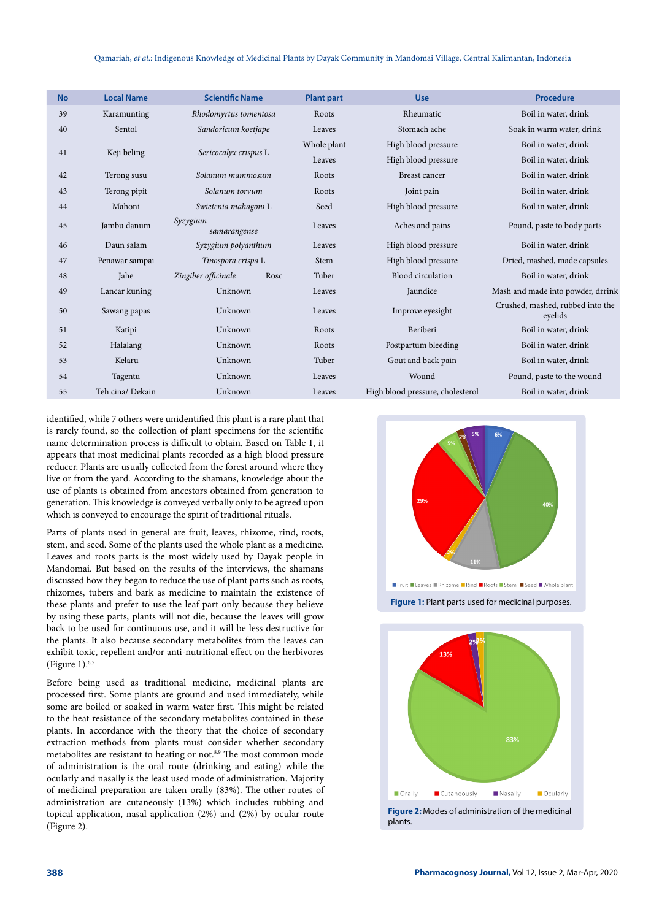| No | Local Name | Scientific Name | Plant part | Use | Procedure |
|---|---|---|---|---|---|
| 39 | Karamunting | *Rhodomyrtus tomentosa* | Roots | Rheumatic | Boil in water, drink |
| 40 | Sentol | *Sandoricum koetjape* | Leaves | Stomach ache | Soak in warm water, drink |
| 41 | Keji beling | *Sericocalyx crispus* L | Whole plant | High blood pressure | Boil in water, drink |
| | | | Leaves | High blood pressure | Boil in water, drink |
| 42 | Terong susu | *Solanum mammosum* | Roots | Breast cancer | Boil in water, drink |
| 43 | Terong pipit | *Solanum torvum* | Roots | Joint pain | Boil in water, drink |
| 44 | Mahoni | *Swietenia mahagoni* L | Seed | High blood pressure | Boil in water, drink |
| 45 | Jambu danum | *Syzygium samarangense* | Leaves | Aches and pains | Pound, paste to body parts |
| 46 | Daun salam | *Syzygium polyanthum* | Leaves | High blood pressure | Boil in water, drink |
| 47 | Penawar sampai | *Tinospora crispa* L | Stem | High blood pressure | Dried, mashed, made capsules |
| 48 | Jahe | *Zingiber officinale* Rosc | Tuber | Blood circulation | Boil in water, drink |
| 49 | Lancar kuning | Unknown | Leaves | Jaundice | Mash and made into powder, drrink |
| 50 | Sawang papas | Unknown | Leaves | Improve eyesight | Crushed, mashed, rubbed into the eyelids |
| 51 | Katipi | Unknown | Roots | Beriberi | Boil in water, drink |
| 52 | Halalang | Unknown | Roots | Postpartum bleeding | Boil in water, drink |
| 53 | Kelaru | Unknown | Tuber | Gout and back pain | Boil in water, drink |
| 54 | Tagentu | Unknown | Leaves | Wound | Pound, paste to the wound |
| 55 | Teh cina/ Dekain | Unknown | Leaves | High blood pressure, cholesterol | Boil in water, drink |

identified, while 7 others were unidentified this plant is a rare plant that is rarely found, so the collection of plant specimens for the scientific name determination process is difficult to obtain. Based on Table 1, it appears that most medicinal plants recorded as a high blood pressure reducer. Plants are usually collected from the forest around where they live or from the yard. According to the shamans, knowledge about the use of plants is obtained from ancestors obtained from generation to generation. This knowledge is conveyed verbally only to be agreed upon which is conveyed to encourage the spirit of traditional rituals.

Parts of plants used in general are fruit, leaves, rhizome, rind, roots, stem, and seed. Some of the plants used the whole plant as a medicine. Leaves and roots parts is the most widely used by Dayak people in Mandomai. But based on the results of the interviews, the shamans discussed how they began to reduce the use of plant parts such as roots, rhizomes, tubers and bark as medicine to maintain the existence of these plants and prefer to use the leaf part only because they believe by using these parts, plants will not die, because the leaves will grow back to be used for continuous use, and it will be less destructive for the plants. It also because secondary metabolites from the leaves can exhibit toxic, repellent and/or anti-nutritional effect on the herbivores (Figure 1).[6,7]

Before being used as traditional medicine, medicinal plants are processed first. Some plants are ground and used immediately, while some are boiled or soaked in warm water first. This might be related to the heat resistance of the secondary metabolites contained in these plants. In accordance with the theory that the choice of secondary extraction methods from plants must consider whether secondary metabolites are resistant to heating or not.[8,9] The most common mode of administration is the oral route (drinking and eating) while the ocularly and nasally is the least used mode of administration. Majority of medicinal preparation are taken orally (83%). The other routes of administration are cutaneously (13%) which includes rubbing and topical application, nasal application (2%) and (2%) by ocular route (Figure 2).

**Figure 1:** Plant parts used for medicinal purposes.

**Figure 2:** Modes of administration of the medicinal plants.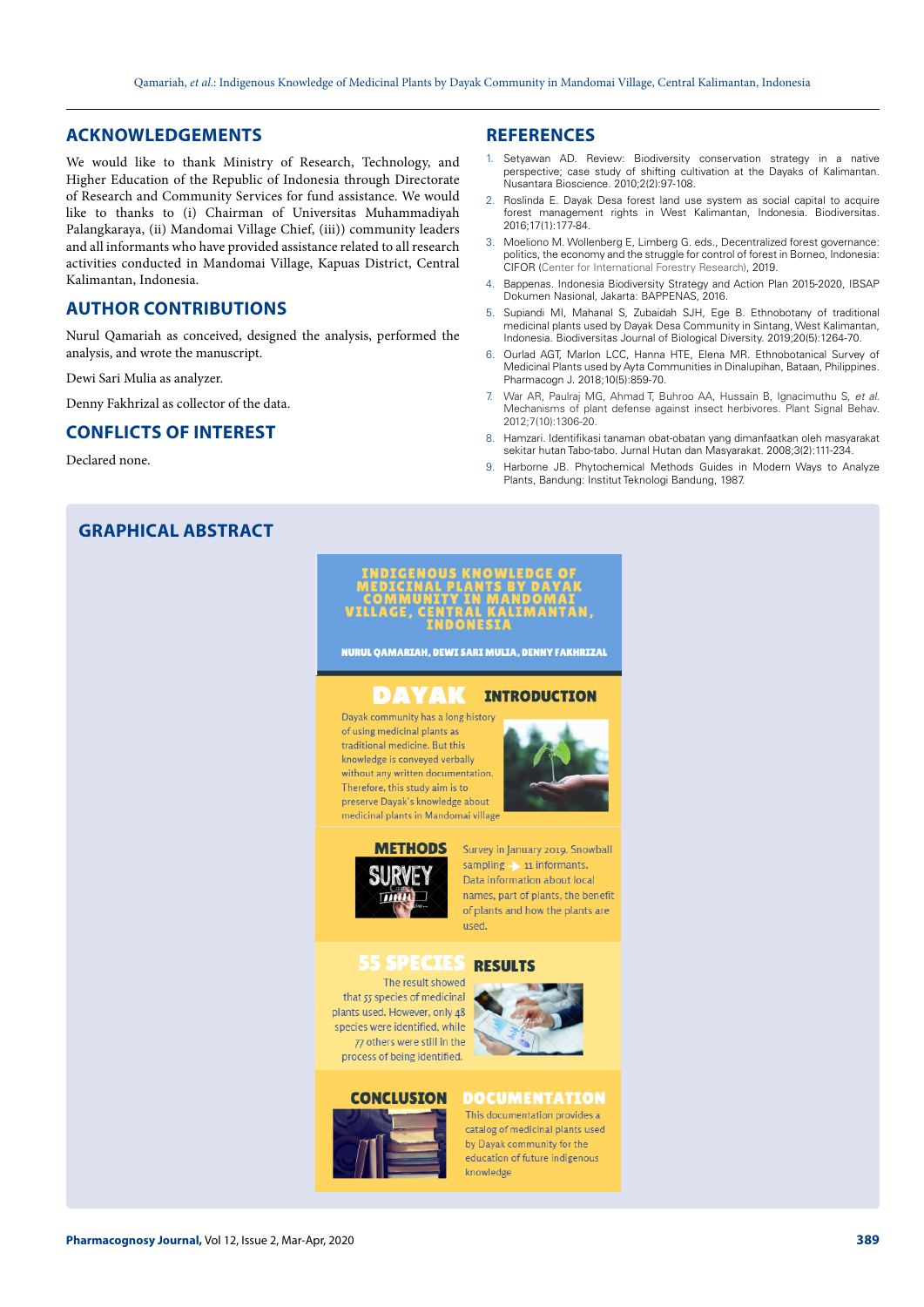## ACKNOWLEDGEMENTS

We would like to thank Ministry of Research, Technology, and Higher Education of the Republic of Indonesia through Directorate of Research and Community Services for fund assistance. We would like to thanks to (i) Chairman of Universitas Muhammadiyah Palangkaraya, (ii) Mandomai Village Chief, (iii)) community leaders and all informants who have provided assistance related to all research activities conducted in Mandomai Village, Kapuas District, Central Kalimantan, Indonesia.

## AUTHOR CONTRIBUTIONS

Nurul Qamariah as conceived, designed the analysis, performed the analysis, and wrote the manuscript.

Dewi Sari Mulia as analyzer.

Denny Fakhrizal as collector of the data.

## CONFLICTS OF INTEREST

Declared none.

## REFERENCES

1. Setyawan AD. Review: Biodiversity conservation strategy in a native perspective; case study of shifting cultivation at the Dayaks of Kalimantan. Nusantara Bioscience. 2010;2(2):97-108.
2. Roslinda E. Dayak Desa forest land use system as social capital to acquire forest management rights in West Kalimantan, Indonesia. Biodiversitas. 2016;17(1):177-84.
3. Moeliono M. Wollenberg E, Limberg G. eds., Decentralized forest governance: politics, the economy and the struggle for control of forest in Borneo, Indonesia: CIFOR (Center for International Forestry Research), 2019.
4. Bappenas. Indonesia Biodiversity Strategy and Action Plan 2015-2020, IBSAP Dokumen Nasional, Jakarta: BAPPENAS, 2016.
5. Supiandi MI, Mahanal S, Zubaidah SJH, Ege B. Ethnobotany of traditional medicinal plants used by Dayak Desa Community in Sintang, West Kalimantan, Indonesia. Biodiversitas Journal of Biological Diversity. 2019;20(5):1264-70.
6. Ourlad AGT, Marlon LCC, Hanna HTE, Elena MR. Ethnobotanical Survey of Medicinal Plants used by Ayta Communities in Dinalupihan, Bataan, Philippines. Pharmacogn J. 2018;10(5):859-70.
7. War AR, Paulraj MG, Ahmad T, Buhroo AA, Hussain B, Ignacimuthu S, *et al.* Mechanisms of plant defense against insect herbivores. Plant Signal Behav. 2012;7(10):1306-20.
8. Hamzari. Identifikasi tanaman obat-obatan yang dimanfaatkan oleh masyarakat sekitar hutan Tabo-tabo. Jurnal Hutan dan Masyarakat. 2008;3(2):111-234.
9. Harborne JB. Phytochemical Methods Guides in Modern Ways to Analyze Plants, Bandung: Institut Teknologi Bandung, 1987.

## GRAPHICAL ABSTRACT

INDIGENOUS KNOWLEDGE OF MEDICINAL PLANTS BY DAYAK COMMUNITY IN MANDOMAI VILLAGE, CENTRAL KALIMANTAN, INDONESIA

NURUL QAMARIAH, DEWI SARI MULIA, DENNY FAKHRIZAL

**DAYAK** **INTRODUCTION**

Dayak community has a long history of using medicinal plants as traditional medicine. But this knowledge is conveyed verbally without any written documentation. Therefore, this study aim is to preserve Dayak's knowledge about medicinal plants in Mandomai village

**METHODS**

Survey in January 2019. Snowball sampling → 11 informants. Data information about local names, part of plants, the benefit of plants and how the plants are used.

**55 SPECIES** **RESULTS**

The result showed that 55 species of medicinal plants used. However, only 48 species were identified, while 77 others were still in the process of being identified.

**CONCLUSION** **DOCUMENTATION**

This documentation provides a catalog of medicinal plants used by Dayak community for the education of future indigenous knowledge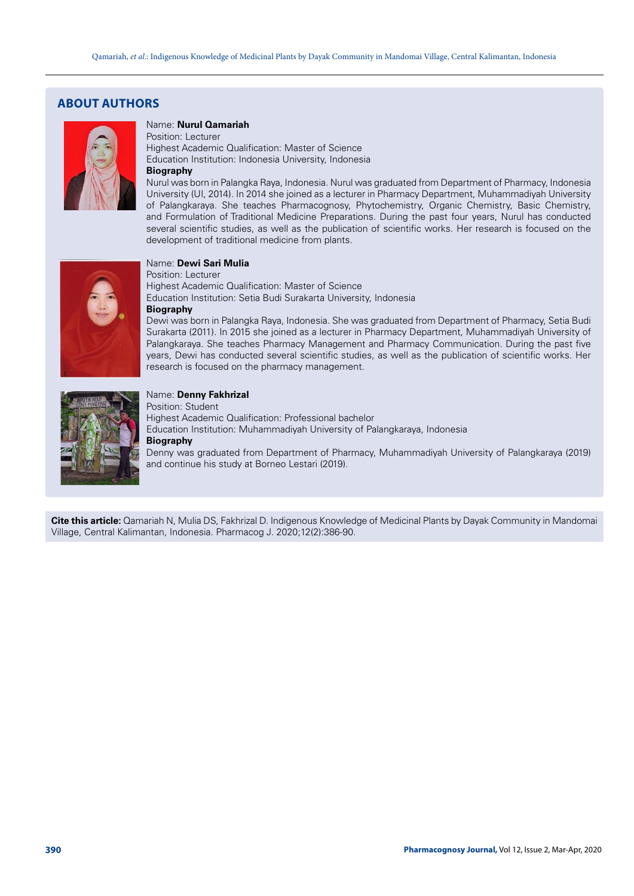## ABOUT AUTHORS

Name: **Nurul Qamariah**
Position: Lecturer
Highest Academic Qualification: Master of Science
Education Institution: Indonesia University, Indonesia
**Biography**
Nurul was born in Palangka Raya, Indonesia. Nurul was graduated from Department of Pharmacy, Indonesia University (UI, 2014). In 2014 she joined as a lecturer in Pharmacy Department, Muhammadiyah University of Palangkaraya. She teaches Pharmacognosy, Phytochemistry, Organic Chemistry, Basic Chemistry, and Formulation of Traditional Medicine Preparations. During the past four years, Nurul has conducted several scientific studies, as well as the publication of scientific works. Her research is focused on the development of traditional medicine from plants.

Name: **Dewi Sari Mulia**
Position: Lecturer
Highest Academic Qualification: Master of Science
Education Institution: Setia Budi Surakarta University, Indonesia
**Biography**
Dewi was born in Palangka Raya, Indonesia. She was graduated from Department of Pharmacy, Setia Budi Surakarta (2011). In 2015 she joined as a lecturer in Pharmacy Department, Muhammadiyah University of Palangkaraya. She teaches Pharmacy Management and Pharmacy Communication. During the past five years, Dewi has conducted several scientific studies, as well as the publication of scientific works. Her research is focused on the pharmacy management.

Name: **Denny Fakhrizal**
Position: Student
Highest Academic Qualification: Professional bachelor
Education Institution: Muhammadiyah University of Palangkaraya, Indonesia
**Biography**
Denny was graduated from Department of Pharmacy, Muhammadiyah University of Palangkaraya (2019) and continue his study at Borneo Lestari (2019).

**Cite this article:** Qamariah N, Mulia DS, Fakhrizal D. Indigenous Knowledge of Medicinal Plants by Dayak Community in Mandomai Village, Central Kalimantan, Indonesia. Pharmacog J. 2020;12(2):386-90.